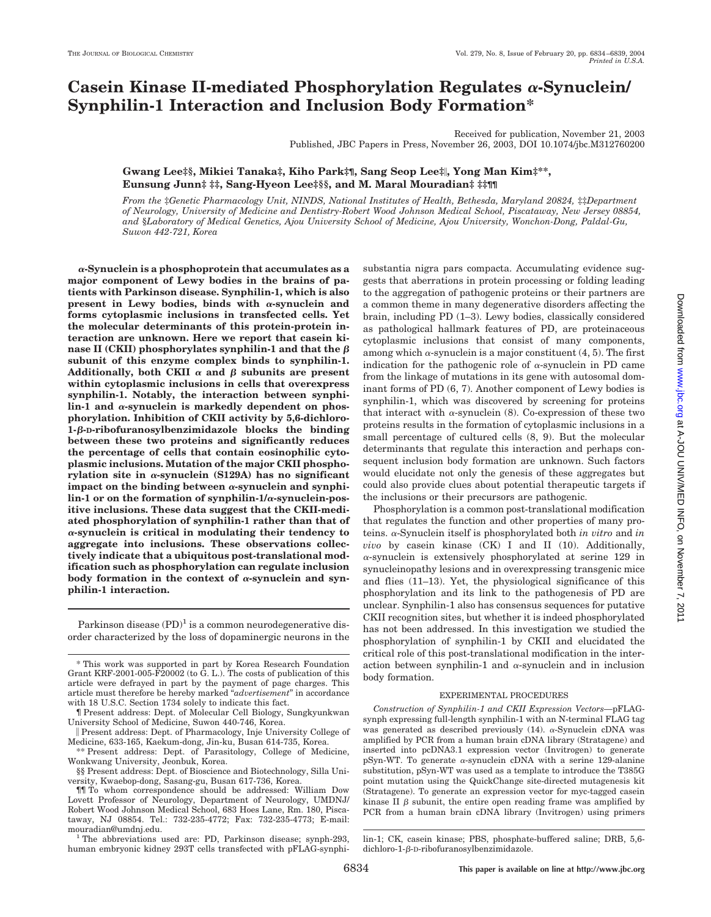# Casein Kinase II-mediated Phosphorylation Regulates α-Synuclein/Synphilin-1 Interaction and Inclusion Body Formation*

Received for publication, November 21, 2003
Published, JBC Papers in Press, November 26, 2003, DOI 10.1074/jbc.M312760200

**Gwang Lee‡§, Mikiei Tanaka‡, Kiho Park‡¶, Sang Seop Lee‡‖, Yong Man Kim‡**, Eunsung Junn‡ ‡‡, Sang-Hyeon Lee‡§§, and M. Maral Mouradian‡ ‡‡¶¶**

*From the ‡Genetic Pharmacology Unit, NINDS, National Institutes of Health, Bethesda, Maryland 20824, ‡‡Department of Neurology, University of Medicine and Dentistry-Robert Wood Johnson Medical School, Piscataway, New Jersey 08854, and §Laboratory of Medical Genetics, Ajou University School of Medicine, Ajou University, Wonchon-Dong, Paldal-Gu, Suwon 442-721, Korea*

**α-Synuclein is a phosphoprotein that accumulates as a major component of Lewy bodies in the brains of patients with Parkinson disease. Synphilin-1, which is also present in Lewy bodies, binds with α-synuclein and forms cytoplasmic inclusions in transfected cells. Yet the molecular determinants of this protein-protein interaction are unknown. Here we report that casein kinase II (CKII) phosphorylates synphilin-1 and that the β subunit of this enzyme complex binds to synphilin-1. Additionally, both CKII α and β subunits are present within cytoplasmic inclusions in cells that overexpress synphilin-1. Notably, the interaction between synphilin-1 and α-synuclein is markedly dependent on phosphorylation. Inhibition of CKII activity by 5,6-dichloro-1-β-D-ribofuranosylbenzimidazole blocks the binding between these two proteins and significantly reduces the percentage of cells that contain eosinophilic cytoplasmic inclusions. Mutation of the major CKII phosphorylation site in α-synuclein (S129A) has no significant impact on the binding between α-synuclein and synphilin-1 or on the formation of synphilin-1/α-synuclein-positive inclusions. These data suggest that the CKII-mediated phosphorylation of synphilin-1 rather than that of α-synuclein is critical in modulating their tendency to aggregate into inclusions. These observations collectively indicate that a ubiquitous post-translational modification such as phosphorylation can regulate inclusion body formation in the context of α-synuclein and synphilin-1 interaction.**

Parkinson disease (PD)[1] is a common neurodegenerative disorder characterized by the loss of dopaminergic neurons in the substantia nigra pars compacta. Accumulating evidence suggests that aberrations in protein processing or folding leading to the aggregation of pathogenic proteins or their partners are a common theme in many degenerative disorders affecting the brain, including PD (1–3). Lewy bodies, classically considered as pathological hallmark features of PD, are proteinaceous cytoplasmic inclusions that consist of many components, among which α-synuclein is a major constituent (4, 5). The first indication for the pathogenic role of α-synuclein in PD came from the linkage of mutations in its gene with autosomal dominant forms of PD (6, 7). Another component of Lewy bodies is synphilin-1, which was discovered by screening for proteins that interact with α-synuclein (8). Co-expression of these two proteins results in the formation of cytoplasmic inclusions in a small percentage of cultured cells (8, 9). But the molecular determinants that regulate this interaction and perhaps consequent inclusion body formation are unknown. Such factors would elucidate not only the genesis of these aggregates but could also provide clues about potential therapeutic targets if the inclusions or their precursors are pathogenic.

Phosphorylation is a common post-translational modification that regulates the function and other properties of many proteins. α-Synuclein itself is phosphorylated both *in vitro* and *in vivo* by casein kinase (CK) I and II (10). Additionally, α-synuclein is extensively phosphorylated at serine 129 in synucleinopathy lesions and in overexpressing transgenic mice and flies (11–13). Yet, the physiological significance of this phosphorylation and its link to the pathogenesis of PD are unclear. Synphilin-1 also has consensus sequences for putative CKII recognition sites, but whether it is indeed phosphorylated has not been addressed. In this investigation we studied the phosphorylation of synphilin-1 by CKII and elucidated the critical role of this post-translational modification in the interaction between synphilin-1 and α-synuclein and in inclusion body formation.

## EXPERIMENTAL PROCEDURES

*Construction of Synphilin-1 and CKII Expression Vectors*—pFLAG-synph expressing full-length synphilin-1 with an N-terminal FLAG tag was generated as described previously (14). α-Synuclein cDNA was amplified by PCR from a human brain cDNA library (Stratagene) and inserted into pcDNA3.1 expression vector (Invitrogen) to generate pSyn-WT. To generate α-synuclein cDNA with a serine 129-alanine substitution, pSyn-WT was used as a template to introduce the T385G point mutation using the QuickChange site-directed mutagenesis kit (Stratagene). To generate an expression vector for myc-tagged casein kinase II β subunit, the entire open reading frame was amplified by PCR from a human brain cDNA library (Invitrogen) using primers

---

* This work was supported in part by Korea Research Foundation Grant KRF-2001-005-F20002 (to G. L.). The costs of publication of this article were defrayed in part by the payment of page charges. This article must therefore be hereby marked "*advertisement*" in accordance with 18 U.S.C. Section 1734 solely to indicate this fact.

¶ Present address: Dept. of Molecular Cell Biology, Sungkyunkwan University School of Medicine, Suwon 440-746, Korea.

‖ Present address: Dept. of Pharmacology, Inje University College of Medicine, 633-165, Kaekum-dong, Jin-ku, Busan 614-735, Korea.

** Present address: Dept. of Parasitology, College of Medicine, Wonkwang University, Jeonbuk, Korea.

§§ Present address: Dept. of Bioscience and Biotechnology, Silla University, Kwaebop-dong, Sasang-gu, Busan 617-736, Korea.

¶¶ To whom correspondence should be addressed: William Dow Lovett Professor of Neurology, Department of Neurology, UMDNJ/Robert Wood Johnson Medical School, 683 Hoes Lane, Rm. 180, Piscataway, NJ 08854. Tel.: 732-235-4772; Fax: 732-235-4773; E-mail: mouradian@umdnj.edu.

[1] The abbreviations used are: PD, Parkinson disease; synph-293, human embryonic kidney 293T cells transfected with pFLAG-synphilin-1; CK, casein kinase; PBS, phosphate-buffered saline; DRB, 5,6-dichloro-1-β-D-ribofuranosylbenzimidazole.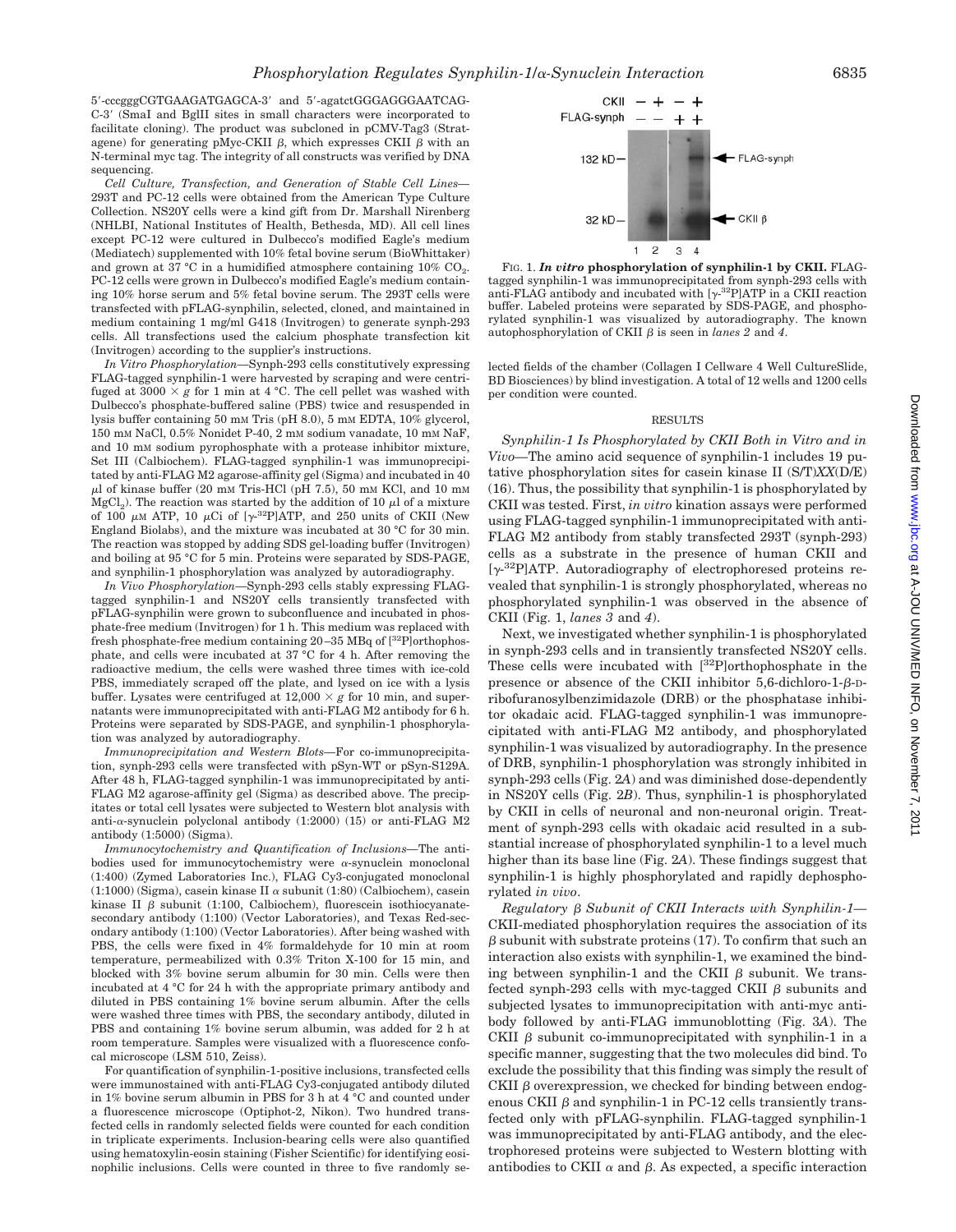5′-cccgggCGTGAAGATGAGCA-3′ and 5′-agatctGGGAGGGAATCAG-C-3′ (SmaI and BglII sites in small characters were incorporated to facilitate cloning). The product was subcloned in pCMV-Tag3 (Stratagene) for generating pMyc-CKII β, which expresses CKII β with an N-terminal myc tag. The integrity of all constructs was verified by DNA sequencing.

*Cell Culture, Transfection, and Generation of Stable Cell Lines*—293T and PC-12 cells were obtained from the American Type Culture Collection. NS20Y cells were a kind gift from Dr. Marshall Nirenberg (NHLBI, National Institutes of Health, Bethesda, MD). All cell lines except PC-12 were cultured in Dulbecco's modified Eagle's medium (Mediatech) supplemented with 10% fetal bovine serum (BioWhittaker) and grown at 37 °C in a humidified atmosphere containing 10% $CO_2$. PC-12 cells were grown in Dulbecco's modified Eagle's medium containing 10% horse serum and 5% fetal bovine serum. The 293T cells were transfected with pFLAG-synphilin, selected, cloned, and maintained in medium containing 1 mg/ml G418 (Invitrogen) to generate synph-293 cells. All transfections used the calcium phosphate transfection kit (Invitrogen) according to the supplier's instructions.

*In Vitro Phosphorylation*—Synph-293 cells constitutively expressing FLAG-tagged synphilin-1 were harvested by scraping and were centrifuged at 3000 × *g* for 1 min at 4 °C. The cell pellet was washed with Dulbecco's phosphate-buffered saline (PBS) twice and resuspended in lysis buffer containing 50 mM Tris (pH 8.0), 5 mM EDTA, 10% glycerol, 150 mM NaCl, 0.5% Nonidet P-40, 2 mM sodium vanadate, 10 mM NaF, and 10 mM sodium pyrophosphate with a protease inhibitor mixture, Set III (Calbiochem). FLAG-tagged synphilin-1 was immunoprecipitated by anti-FLAG M2 agarose-affinity gel (Sigma) and incubated in 40 μl of kinase buffer (20 mM Tris-HCl (pH 7.5), 50 mM KCl, and 10 mM $MgCl_2$). The reaction was started by the addition of 10 μl of a mixture of 100 μM ATP, 10 μCi of [γ-$^{32}$P]ATP, and 250 units of CKII (New England Biolabs), and the mixture was incubated at 30 °C for 30 min. The reaction was stopped by adding SDS gel-loading buffer (Invitrogen) and boiling at 95 °C for 5 min. Proteins were separated by SDS-PAGE, and synphilin-1 phosphorylation was analyzed by autoradiography.

*In Vivo Phosphorylation*—Synph-293 cells stably expressing FLAG-tagged synphilin-1 and NS20Y cells transiently transfected with pFLAG-synphilin were grown to subconfluence and incubated in phosphate-free medium (Invitrogen) for 1 h. This medium was replaced with fresh phosphate-free medium containing 20–35 MBq of [$^{32}$P]orthophosphate, and cells were incubated at 37 °C for 4 h. After removing the radioactive medium, the cells were washed three times with ice-cold PBS, immediately scraped off the plate, and lysed on ice with a lysis buffer. Lysates were centrifuged at 12,000 × *g* for 10 min, and supernatants were immunoprecipitated with anti-FLAG M2 antibody for 6 h. Proteins were separated by SDS-PAGE, and synphilin-1 phosphorylation was analyzed by autoradiography.

*Immunoprecipitation and Western Blots*—For co-immunoprecipitation, synph-293 cells were transfected with pSyn-WT or pSyn-S129A. After 48 h, FLAG-tagged synphilin-1 was immunoprecipitated by anti-FLAG M2 agarose-affinity gel (Sigma) as described above. The precipitates or total cell lysates were subjected to Western blot analysis with anti-α-synuclein polyclonal antibody (1:2000) (15) or anti-FLAG M2 antibody (1:5000) (Sigma).

*Immunocytochemistry and Quantification of Inclusions*—The antibodies used for immunocytochemistry were α-synuclein monoclonal (1:400) (Zymed Laboratories Inc.), FLAG Cy3-conjugated monoclonal (1:1000) (Sigma), casein kinase II α subunit (1:80) (Calbiochem), casein kinase II β subunit (1:100, Calbiochem), fluorescein isothiocyanate-secondary antibody (1:100) (Vector Laboratories), and Texas Red-secondary antibody (1:100) (Vector Laboratories). After being washed with PBS, the cells were fixed in 4% formaldehyde for 10 min at room temperature, permeabilized with 0.3% Triton X-100 for 15 min, and blocked with 3% bovine serum albumin for 30 min. Cells were then incubated at 4 °C for 24 h with the appropriate primary antibody and diluted in PBS containing 1% bovine serum albumin. After the cells were washed three times with PBS, the secondary antibody, diluted in PBS and containing 1% bovine serum albumin, was added for 2 h at room temperature. Samples were visualized with a fluorescence confocal microscope (LSM 510, Zeiss).

For quantification of synphilin-1-positive inclusions, transfected cells were immunostained with anti-FLAG Cy3-conjugated antibody diluted in 1% bovine serum albumin in PBS for 3 h at 4 °C and counted under a fluorescence microscope (Optiphot-2, Nikon). Two hundred transfected cells in randomly selected fields were counted for each condition in triplicate experiments. Inclusion-bearing cells were also quantified using hematoxylin-eosin staining (Fisher Scientific) for identifying eosinophilic inclusions. Cells were counted in three to five randomly selected fields of the chamber (Collagen I Cellware 4 Well CultureSlide, BD Biosciences) by blind investigation. A total of 12 wells and 1200 cells per condition were counted.

FIG. 1. ***In vitro* phosphorylation of synphilin-1 by CKII.** FLAG-tagged synphilin-1 was immunoprecipitated from synph-293 cells with anti-FLAG antibody and incubated with [γ-$^{32}$P]ATP in a CKII reaction buffer. Labeled proteins were separated by SDS-PAGE, and phosphorylated synphilin-1 was visualized by autoradiography. The known autophosphorylation of CKII β is seen in *lanes 2* and *4*.

## RESULTS

*Synphilin-1 Is Phosphorylated by CKII Both in Vitro and in Vivo*—The amino acid sequence of synphilin-1 includes 19 putative phosphorylation sites for casein kinase II (S/T)*XX*(D/E) (16). Thus, the possibility that synphilin-1 is phosphorylated by CKII was tested. First, *in vitro* kination assays were performed using FLAG-tagged synphilin-1 immunoprecipitated with anti-FLAG M2 antibody from stably transfected 293T (synph-293) cells as a substrate in the presence of human CKII and [γ-$^{32}$P]ATP. Autoradiography of electrophoresed proteins revealed that synphilin-1 is strongly phosphorylated, whereas no phosphorylated synphilin-1 was observed in the absence of CKII (Fig. 1, *lanes 3* and *4*).

Next, we investigated whether synphilin-1 is phosphorylated in synph-293 cells and in transiently transfected NS20Y cells. These cells were incubated with [$^{32}$P]orthophosphate in the presence or absence of the CKII inhibitor 5,6-dichloro-1-β-D-ribofuranosylbenzimidazole (DRB) or the phosphatase inhibitor okadaic acid. FLAG-tagged synphilin-1 was immunoprecipitated with anti-FLAG M2 antibody, and phosphorylated synphilin-1 was visualized by autoradiography. In the presence of DRB, synphilin-1 phosphorylation was strongly inhibited in synph-293 cells (Fig. 2*A*) and was diminished dose-dependently in NS20Y cells (Fig. 2*B*). Thus, synphilin-1 is phosphorylated by CKII in cells of neuronal and non-neuronal origin. Treatment of synph-293 cells with okadaic acid resulted in a substantial increase of phosphorylated synphilin-1 to a level much higher than its base line (Fig. 2*A*). These findings suggest that synphilin-1 is highly phosphorylated and rapidly dephosphorylated *in vivo*.

*Regulatory β Subunit of CKII Interacts with Synphilin-1*—CKII-mediated phosphorylation requires the association of its β subunit with substrate proteins (17). To confirm that such an interaction also exists with synphilin-1, we examined the binding between synphilin-1 and the CKII β subunit. We transfected synph-293 cells with myc-tagged CKII β subunits and subjected lysates to immunoprecipitation with anti-myc antibody followed by anti-FLAG immunoblotting (Fig. 3*A*). The CKII β subunit co-immunoprecipitated with synphilin-1 in a specific manner, suggesting that the two molecules did bind. To exclude the possibility that this finding was simply the result of CKII β overexpression, we checked for binding between endogenous CKII β and synphilin-1 in PC-12 cells transiently transfected only with pFLAG-synphilin. FLAG-tagged synphilin-1 was immunoprecipitated by anti-FLAG antibody, and the electrophoresed proteins were subjected to Western blotting with antibodies to CKII α and β. As expected, a specific interaction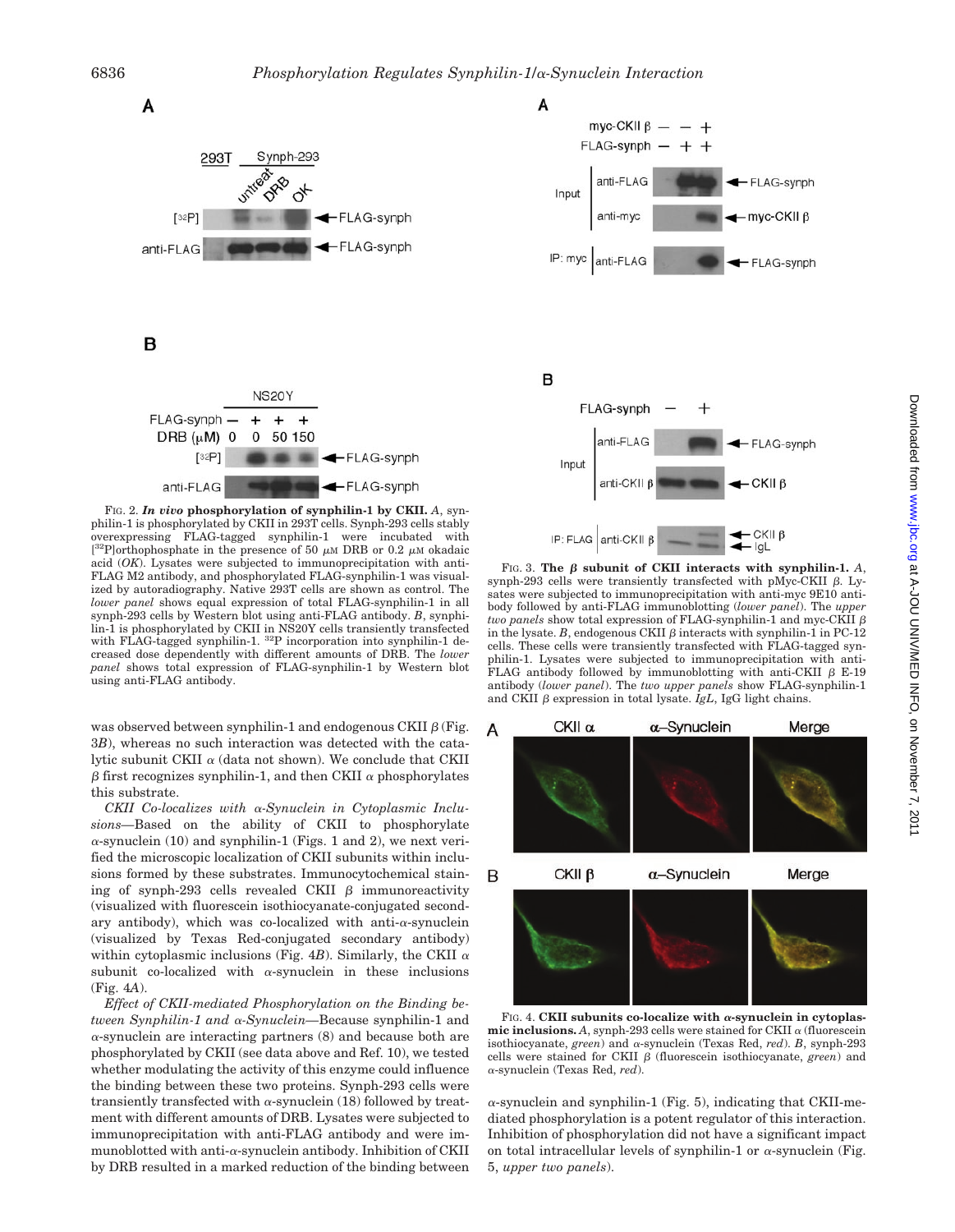FIG. 2. ***In vivo* phosphorylation of synphilin-1 by CKII.** *A*, synphilin-1 is phosphorylated by CKII in 293T cells. Synph-293 cells stably overexpressing FLAG-tagged synphilin-1 were incubated with [$^{32}$P]orthophosphate in the presence of 50 $\mu$M DRB or 0.2 $\mu$M okadaic acid (*OK*). Lysates were subjected to immunoprecipitation with anti-FLAG M2 antibody, and phosphorylated FLAG-synphilin-1 was visualized by autoradiography. Native 293T cells are shown as control. The *lower panel* shows equal expression of total FLAG-synphilin-1 in all synph-293 cells by Western blot using anti-FLAG antibody. *B*, synphilin-1 is phosphorylated by CKII in NS20Y cells transiently transfected with FLAG-tagged synphilin-1. $^{32}$P incorporation into synphilin-1 decreased dose dependently with different amounts of DRB. The *lower panel* shows total expression of FLAG-synphilin-1 by Western blot using anti-FLAG antibody.

FIG. 3. **The $\beta$ subunit of CKII interacts with synphilin-1.** *A*, synph-293 cells were transiently transfected with pMyc-CKII $\beta$. Lysates were subjected to immunoprecipitation with anti-myc 9E10 antibody followed by anti-FLAG immunoblotting (*lower panel*). The *upper two panels* show total expression of FLAG-synphilin-1 and myc-CKII $\beta$ in the lysate. *B*, endogenous CKII $\beta$ interacts with synphilin-1 in PC-12 cells. These cells were transiently transfected with FLAG-tagged synphilin-1. Lysates were subjected to immunoprecipitation with anti-FLAG antibody followed by immunoblotting with anti-CKII $\beta$ E-19 antibody (*lower panel*). The *two upper panels* show FLAG-synphilin-1 and CKII $\beta$ expression in total lysate. *IgL*, IgG light chains.

was observed between synphilin-1 and endogenous CKII $\beta$ (Fig. 3*B*), whereas no such interaction was detected with the catalytic subunit CKII $\alpha$ (data not shown). We conclude that CKII $\beta$ first recognizes synphilin-1, and then CKII $\alpha$ phosphorylates this substrate.

*CKII Co-localizes with $\alpha$-Synuclein in Cytoplasmic Inclusions*—Based on the ability of CKII to phosphorylate $\alpha$-synuclein (10) and synphilin-1 (Figs. 1 and 2), we next verified the microscopic localization of CKII subunits within inclusions formed by these substrates. Immunocytochemical staining of synph-293 cells revealed CKII $\beta$ immunoreactivity (visualized with fluorescein isothiocyanate-conjugated secondary antibody), which was co-localized with anti-$\alpha$-synuclein (visualized by Texas Red-conjugated secondary antibody) within cytoplasmic inclusions (Fig. 4*B*). Similarly, the CKII $\alpha$ subunit co-localized with $\alpha$-synuclein in these inclusions (Fig. 4*A*).

*Effect of CKII-mediated Phosphorylation on the Binding between Synphilin-1 and $\alpha$-Synuclein*—Because synphilin-1 and $\alpha$-synuclein are interacting partners (8) and because both are phosphorylated by CKII (see data above and Ref. 10), we tested whether modulating the activity of this enzyme could influence the binding between these two proteins. Synph-293 cells were transiently transfected with $\alpha$-synuclein (18) followed by treatment with different amounts of DRB. Lysates were subjected to immunoprecipitation with anti-FLAG antibody and were immunoblotted with anti-$\alpha$-synuclein antibody. Inhibition of CKII by DRB resulted in a marked reduction of the binding between $\alpha$-synuclein and synphilin-1 (Fig. 5), indicating that CKII-mediated phosphorylation is a potent regulator of this interaction. Inhibition of phosphorylation did not have a significant impact on total intracellular levels of synphilin-1 or $\alpha$-synuclein (Fig. 5, *upper two panels*).

FIG. 4. **CKII subunits co-localize with $\alpha$-synuclein in cytoplasmic inclusions.** *A*, synph-293 cells were stained for CKII $\alpha$ (fluorescein isothiocyanate, *green*) and $\alpha$-synuclein (Texas Red, *red*). *B*, synph-293 cells were stained for CKII $\beta$ (fluorescein isothiocyanate, *green*) and $\alpha$-synuclein (Texas Red, *red*).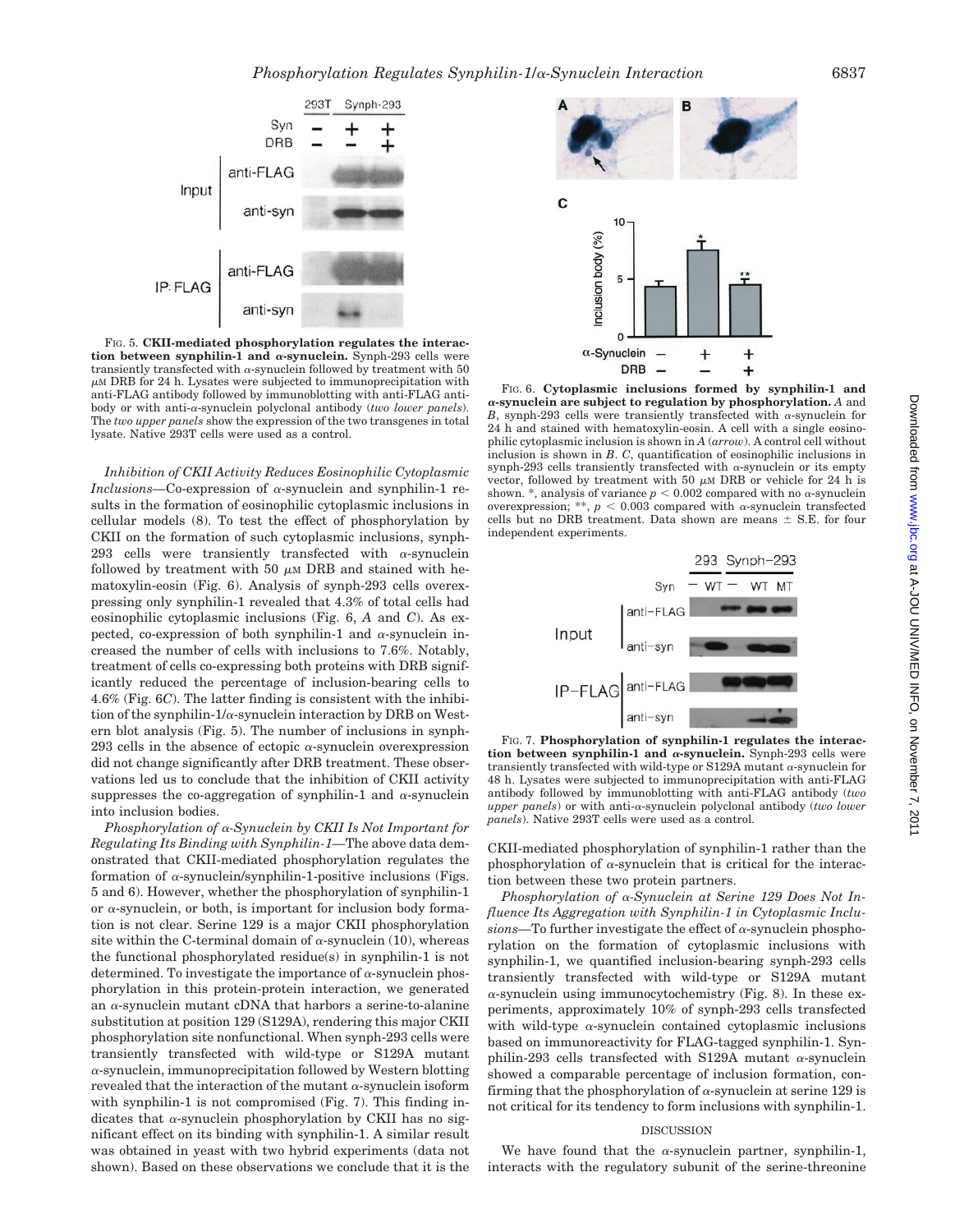FIG. 5. **CKII-mediated phosphorylation regulates the interaction between synphilin-1 and α-synuclein.** Synph-293 cells were transiently transfected with α-synuclein followed by treatment with 50 μM DRB for 24 h. Lysates were subjected to immunoprecipitation with anti-FLAG antibody followed by immunoblotting with anti-FLAG antibody or with anti-α-synuclein polyclonal antibody (*two lower panels*). The *two upper panels* show the expression of the two transgenes in total lysate. Native 293T cells were used as a control.

*Inhibition of CKII Activity Reduces Eosinophilic Cytoplasmic Inclusions*—Co-expression of α-synuclein and synphilin-1 results in the formation of eosinophilic cytoplasmic inclusions in cellular models (8). To test the effect of phosphorylation by CKII on the formation of such cytoplasmic inclusions, synph-293 cells were transiently transfected with α-synuclein followed by treatment with 50 μM DRB and stained with hematoxylin-eosin (Fig. 6). Analysis of synph-293 cells overexpressing only synphilin-1 revealed that 4.3% of total cells had eosinophilic cytoplasmic inclusions (Fig. 6, *A* and *C*). As expected, co-expression of both synphilin-1 and α-synuclein increased the number of cells with inclusions to 7.6%. Notably, treatment of cells co-expressing both proteins with DRB significantly reduced the percentage of inclusion-bearing cells to 4.6% (Fig. 6*C*). The latter finding is consistent with the inhibition of the synphilin-1/α-synuclein interaction by DRB on Western blot analysis (Fig. 5). The number of inclusions in synph-293 cells in the absence of ectopic α-synuclein overexpression did not change significantly after DRB treatment. These observations led us to conclude that the inhibition of CKII activity suppresses the co-aggregation of synphilin-1 and α-synuclein into inclusion bodies.

*Phosphorylation of α-Synuclein by CKII Is Not Important for Regulating Its Binding with Synphilin-1*—The above data demonstrated that CKII-mediated phosphorylation regulates the formation of α-synuclein/synphilin-1-positive inclusions (Figs. 5 and 6). However, whether the phosphorylation of synphilin-1 or α-synuclein, or both, is important for inclusion body formation is not clear. Serine 129 is a major CKII phosphorylation site within the C-terminal domain of α-synuclein (10), whereas the functional phosphorylated residue(s) in synphilin-1 is not determined. To investigate the importance of α-synuclein phosphorylation in this protein-protein interaction, we generated an α-synuclein mutant cDNA that harbors a serine-to-alanine substitution at position 129 (S129A), rendering this major CKII phosphorylation site nonfunctional. When synph-293 cells were transiently transfected with wild-type or S129A mutant α-synuclein, immunoprecipitation followed by Western blotting revealed that the interaction of the mutant α-synuclein isoform with synphilin-1 is not compromised (Fig. 7). This finding indicates that α-synuclein phosphorylation by CKII has no significant effect on its binding with synphilin-1. A similar result was obtained in yeast with two hybrid experiments (data not shown). Based on these observations we conclude that it is the CKII-mediated phosphorylation of synphilin-1 rather than the phosphorylation of α-synuclein that is critical for the interaction between these two protein partners.

FIG. 6. **Cytoplasmic inclusions formed by synphilin-1 and α-synuclein are subject to regulation by phosphorylation.** *A* and *B*, synph-293 cells were transiently transfected with α-synuclein for 24 h and stained with hematoxylin-eosin. A cell with a single eosinophilic cytoplasmic inclusion is shown in *A* (*arrow*). A control cell without inclusion is shown in *B*. *C*, quantification of eosinophilic inclusions in synph-293 cells transiently transfected with α-synuclein or its empty vector, followed by treatment with 50 μM DRB or vehicle for 24 h is shown. *, analysis of variance $p < 0.002$ compared with no α-synuclein overexpression; **, $p < 0.003$ compared with α-synuclein transfected cells but no DRB treatment. Data shown are means ± S.E. for four independent experiments.

FIG. 7. **Phosphorylation of synphilin-1 regulates the interaction between synphilin-1 and α-synuclein.** Synph-293 cells were transiently transfected with wild-type or S129A mutant α-synuclein for 48 h. Lysates were subjected to immunoprecipitation with anti-FLAG antibody followed by immunoblotting with anti-FLAG antibody (*two upper panels*) or with anti-α-synuclein polyclonal antibody (*two lower panels*). Native 293T cells were used as a control.

*Phosphorylation of α-Synuclein at Serine 129 Does Not Influence Its Aggregation with Synphilin-1 in Cytoplasmic Inclusions*—To further investigate the effect of α-synuclein phosphorylation on the formation of cytoplasmic inclusions with synphilin-1, we quantified inclusion-bearing synph-293 cells transiently transfected with wild-type or S129A mutant α-synuclein using immunocytochemistry (Fig. 8). In these experiments, approximately 10% of synph-293 cells transfected with wild-type α-synuclein contained cytoplasmic inclusions based on immunoreactivity for FLAG-tagged synphilin-1. Synphilin-293 cells transfected with S129A mutant α-synuclein showed a comparable percentage of inclusion formation, confirming that the phosphorylation of α-synuclein at serine 129 is not critical for its tendency to form inclusions with synphilin-1.

## DISCUSSION

We have found that the α-synuclein partner, synphilin-1, interacts with the regulatory subunit of the serine-threonine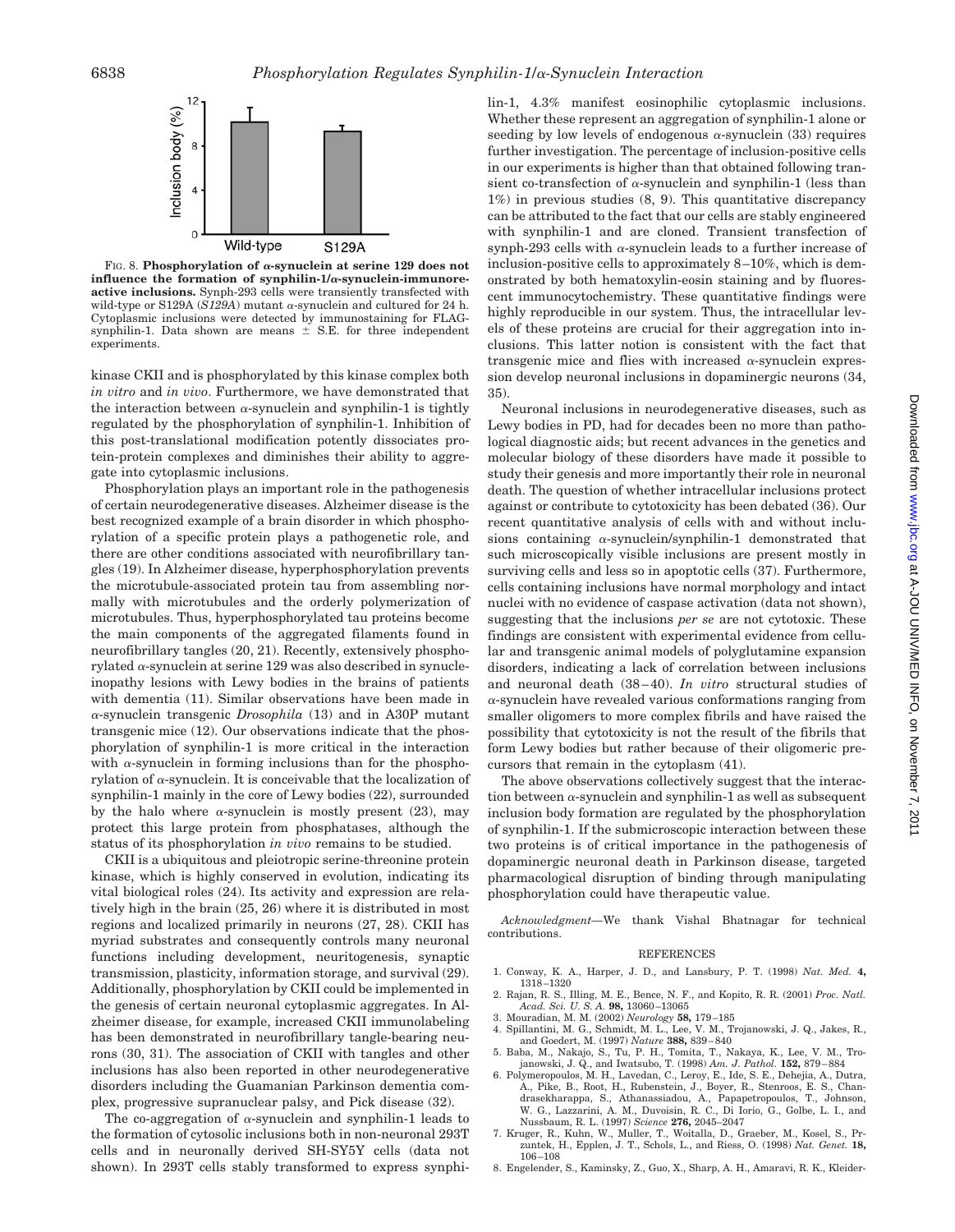FIG. 8. **Phosphorylation of α-synuclein at serine 129 does not influence the formation of synphilin-1/α-synuclein-immunoreactive inclusions.** Synph-293 cells were transiently transfected with wild-type or S129A (*S129A*) mutant α-synuclein and cultured for 24 h. Cytoplasmic inclusions were detected by immunostaining for FLAG-synphilin-1. Data shown are means ± S.E. for three independent experiments.

kinase CKII and is phosphorylated by this kinase complex both *in vitro* and *in vivo*. Furthermore, we have demonstrated that the interaction between α-synuclein and synphilin-1 is tightly regulated by the phosphorylation of synphilin-1. Inhibition of this post-translational modification potently dissociates protein-protein complexes and diminishes their ability to aggregate into cytoplasmic inclusions.

Phosphorylation plays an important role in the pathogenesis of certain neurodegenerative diseases. Alzheimer disease is the best recognized example of a brain disorder in which phosphorylation of a specific protein plays a pathogenetic role, and there are other conditions associated with neurofibrillary tangles (19). In Alzheimer disease, hyperphosphorylation prevents the microtubule-associated protein tau from assembling normally with microtubules and the orderly polymerization of microtubules. Thus, hyperphosphorylated tau proteins become the main components of the aggregated filaments found in neurofibrillary tangles (20, 21). Recently, extensively phosphorylated α-synuclein at serine 129 was also described in synucleinopathy lesions with Lewy bodies in the brains of patients with dementia (11). Similar observations have been made in α-synuclein transgenic *Drosophila* (13) and in A30P mutant transgenic mice (12). Our observations indicate that the phosphorylation of synphilin-1 is more critical in the interaction with α-synuclein in forming inclusions than for the phosphorylation of α-synuclein. It is conceivable that the localization of synphilin-1 mainly in the core of Lewy bodies (22), surrounded by the halo where α-synuclein is mostly present (23), may protect this large protein from phosphatases, although the status of its phosphorylation *in vivo* remains to be studied.

CKII is a ubiquitous and pleiotropic serine-threonine protein kinase, which is highly conserved in evolution, indicating its vital biological roles (24). Its activity and expression are relatively high in the brain (25, 26) where it is distributed in most regions and localized primarily in neurons (27, 28). CKII has myriad substrates and consequently controls many neuronal functions including development, neuritogenesis, synaptic transmission, plasticity, information storage, and survival (29). Additionally, phosphorylation by CKII could be implemented in the genesis of certain neuronal cytoplasmic aggregates. In Alzheimer disease, for example, increased CKII immunolabeling has been demonstrated in neurofibrillary tangle-bearing neurons (30, 31). The association of CKII with tangles and other inclusions has also been reported in other neurodegenerative disorders including the Guamanian Parkinson dementia complex, progressive supranuclear palsy, and Pick disease (32).

The co-aggregation of α-synuclein and synphilin-1 leads to the formation of cytosolic inclusions both in non-neuronal 293T cells and in neuronally derived SH-SY5Y cells (data not shown). In 293T cells stably transformed to express synphilin-1, 4.3% manifest eosinophilic cytoplasmic inclusions. Whether these represent an aggregation of synphilin-1 alone or seeding by low levels of endogenous α-synuclein (33) requires further investigation. The percentage of inclusion-positive cells in our experiments is higher than that obtained following transient co-transfection of α-synuclein and synphilin-1 (less than 1%) in previous studies (8, 9). This quantitative discrepancy can be attributed to the fact that our cells are stably engineered with synphilin-1 and are cloned. Transient transfection of synph-293 cells with α-synuclein leads to a further increase of inclusion-positive cells to approximately 8–10%, which is demonstrated by both hematoxylin-eosin staining and by fluorescent immunocytochemistry. These quantitative findings were highly reproducible in our system. Thus, the intracellular levels of these proteins are crucial for their aggregation into inclusions. This latter notion is consistent with the fact that transgenic mice and flies with increased α-synuclein expression develop neuronal inclusions in dopaminergic neurons (34, 35).

Neuronal inclusions in neurodegenerative diseases, such as Lewy bodies in PD, had for decades been no more than pathological diagnostic aids; but recent advances in the genetics and molecular biology of these disorders have made it possible to study their genesis and more importantly their role in neuronal death. The question of whether intracellular inclusions protect against or contribute to cytotoxicity has been debated (36). Our recent quantitative analysis of cells with and without inclusions containing α-synuclein/synphilin-1 demonstrated that such microscopically visible inclusions are present mostly in surviving cells and less so in apoptotic cells (37). Furthermore, cells containing inclusions have normal morphology and intact nuclei with no evidence of caspase activation (data not shown), suggesting that the inclusions *per se* are not cytotoxic. These findings are consistent with experimental evidence from cellular and transgenic animal models of polyglutamine expansion disorders, indicating a lack of correlation between inclusions and neuronal death (38–40). *In vitro* structural studies of α-synuclein have revealed various conformations ranging from smaller oligomers to more complex fibrils and have raised the possibility that cytotoxicity is not the result of the fibrils that form Lewy bodies but rather because of their oligomeric precursors that remain in the cytoplasm (41).

The above observations collectively suggest that the interaction between α-synuclein and synphilin-1 as well as subsequent inclusion body formation are regulated by the phosphorylation of synphilin-1. If the submicroscopic interaction between these two proteins is of critical importance in the pathogenesis of dopaminergic neuronal death in Parkinson disease, targeted pharmacological disruption of binding through manipulating phosphorylation could have therapeutic value.

*Acknowledgment*—We thank Vishal Bhatnagar for technical contributions.

## REFERENCES

1. Conway, K. A., Harper, J. D., and Lansbury, P. T. (1998) *Nat. Med.* **4,** 1318–1320
2. Rajan, R. S., Illing, M. E., Bence, N. F., and Kopito, R. R. (2001) *Proc. Natl. Acad. Sci. U. S. A.* **98,** 13060–13065
3. Mouradian, M. M. (2002) *Neurology* **58,** 179–185
4. Spillantini, M. G., Schmidt, M. L., Lee, V. M., Trojanowski, J. Q., Jakes, R., and Goedert, M. (1997) *Nature* **388,** 839–840
5. Baba, M., Nakajo, S., Tu, P. H., Tomita, T., Nakaya, K., Lee, V. M., Trojanowski, J. Q., and Iwatsubo, T. (1998) *Am. J. Pathol.* **152,** 879–884
6. Polymeropoulos, M. H., Lavedan, C., Leroy, E., Ide, S. E., Dehejia, A., Dutra, A., Pike, B., Root, H., Rubenstein, J., Boyer, R., Stenroos, E. S., Chandrasekharappa, S., Athanassiadou, A., Papapetropoulos, T., Johnson, W. G., Lazzarini, A. M., Duvoisin, R. C., Di Iorio, G., Golbe, L. I., and Nussbaum, R. L. (1997) *Science* **276,** 2045–2047
7. Kruger, R., Kuhn, W., Muller, T., Woitalla, D., Graeber, M., Kosel, S., Przuntek, H., Epplen, J. T., Schols, L., and Riess, O. (1998) *Nat. Genet.* **18,** 106–108
8. Engelender, S., Kaminsky, Z., Guo, X., Sharp, A. H., Amaravi, R. K., Kleider-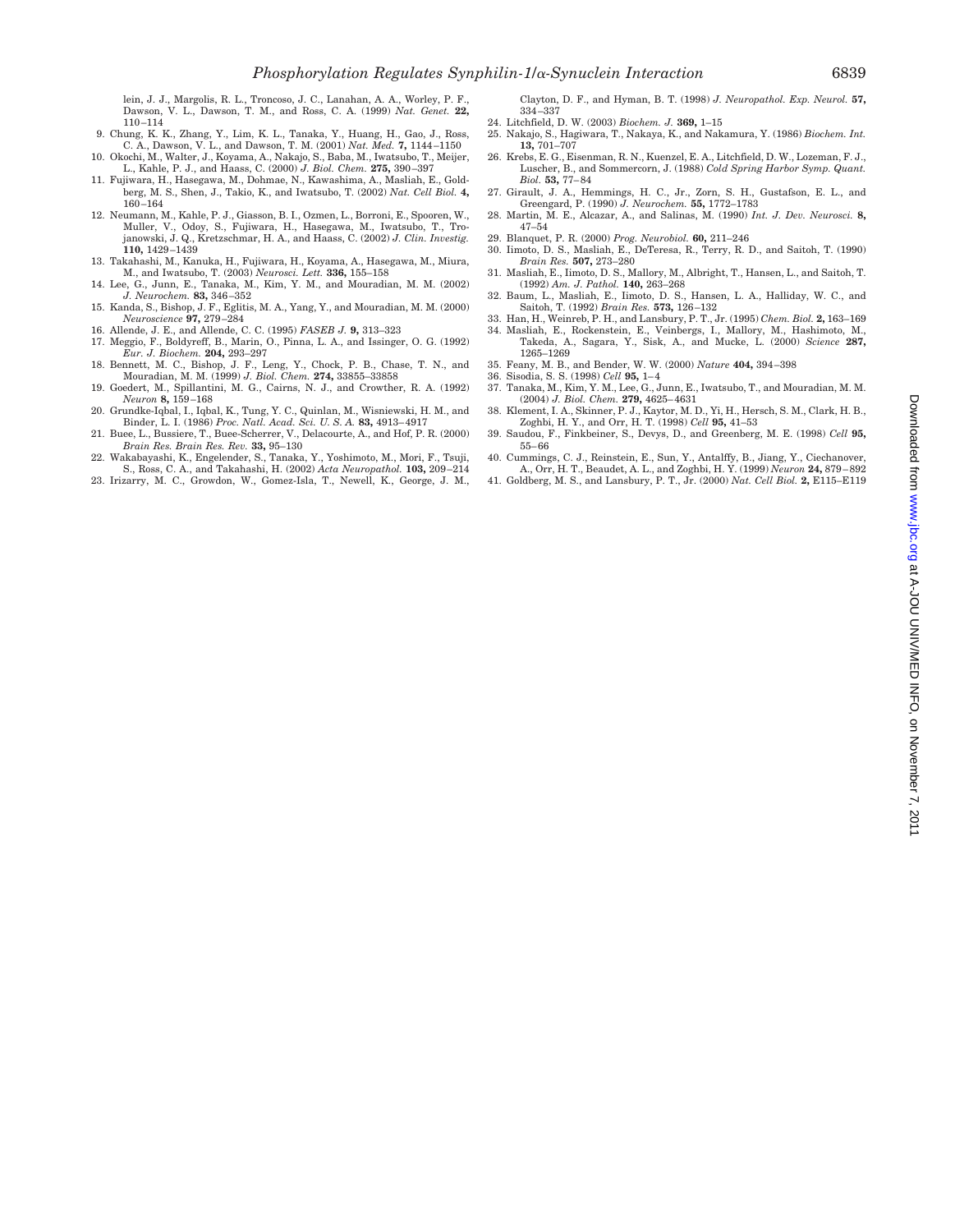lein, J. J., Margolis, R. L., Troncoso, J. C., Lanahan, A. A., Worley, P. F., Dawson, V. L., Dawson, T. M., and Ross, C. A. (1999) *Nat. Genet.* **22,** 110–114

9. Chung, K. K., Zhang, Y., Lim, K. L., Tanaka, Y., Huang, H., Gao, J., Ross, C. A., Dawson, V. L., and Dawson, T. M. (2001) *Nat. Med.* **7,** 1144–1150
10. Okochi, M., Walter, J., Koyama, A., Nakajo, S., Baba, M., Iwatsubo, T., Meijer, L., Kahle, P. J., and Haass, C. (2000) *J. Biol. Chem.* **275,** 390–397
11. Fujiwara, H., Hasegawa, M., Dohmae, N., Kawashima, A., Masliah, E., Goldberg, M. S., Shen, J., Takio, K., and Iwatsubo, T. (2002) *Nat. Cell Biol.* **4,** 160–164
12. Neumann, M., Kahle, P. J., Giasson, B. I., Ozmen, L., Borroni, E., Spooren, W., Muller, V., Odoy, S., Fujiwara, H., Hasegawa, M., Iwatsubo, T., Trojanowski, J. Q., Kretzschmar, H. A., and Haass, C. (2002) *J. Clin. Investig.* **110,** 1429–1439
13. Takahashi, M., Kanuka, H., Fujiwara, H., Koyama, A., Hasegawa, M., Miura, M., and Iwatsubo, T. (2003) *Neurosci. Lett.* **336,** 155–158
14. Lee, G., Junn, E., Tanaka, M., Kim, Y. M., and Mouradian, M. M. (2002) *J. Neurochem.* **83,** 346–352
15. Kanda, S., Bishop, J. F., Eglitis, M. A., Yang, Y., and Mouradian, M. M. (2000) *Neuroscience* **97,** 279–284
16. Allende, J. E., and Allende, C. C. (1995) *FASEB J.* **9,** 313–323
17. Meggio, F., Boldyreff, B., Marin, O., Pinna, L. A., and Issinger, O. G. (1992) *Eur. J. Biochem.* **204,** 293–297
18. Bennett, M. C., Bishop, J. F., Leng, Y., Chock, P. B., Chase, T. N., and Mouradian, M. M. (1999) *J. Biol. Chem.* **274,** 33855–33858
19. Goedert, M., Spillantini, M. G., Cairns, N. J., and Crowther, R. A. (1992) *Neuron* **8,** 159–168
20. Grundke-Iqbal, I., Iqbal, K., Tung, Y. C., Quinlan, M., Wisniewski, H. M., and Binder, L. I. (1986) *Proc. Natl. Acad. Sci. U. S. A.* **83,** 4913–4917
21. Buee, L., Bussiere, T., Buee-Scherrer, V., Delacourte, A., and Hof, P. R. (2000) *Brain Res. Brain Res. Rev.* **33,** 95–130
22. Wakabayashi, K., Engelender, S., Tanaka, Y., Yoshimoto, M., Mori, F., Tsuji, S., Ross, C. A., and Takahashi, H. (2002) *Acta Neuropathol.* **103,** 209–214
23. Irizarry, M. C., Growdon, W., Gomez-Isla, T., Newell, K., George, J. M., Clayton, D. F., and Hyman, B. T. (1998) *J. Neuropathol. Exp. Neurol.* **57,** 334–337
24. Litchfield, D. W. (2003) *Biochem. J.* **369,** 1–15
25. Nakajo, S., Hagiwara, T., Nakaya, K., and Nakamura, Y. (1986) *Biochem. Int.* **13,** 701–707
26. Krebs, E. G., Eisenman, R. N., Kuenzel, E. A., Litchfield, D. W., Lozeman, F. J., Luscher, B., and Sommercorn, J. (1988) *Cold Spring Harbor Symp. Quant. Biol.* **53,** 77–84
27. Girault, J. A., Hemmings, H. C., Jr., Zorn, S. H., Gustafson, E. L., and Greengard, P. (1990) *J. Neurochem.* **55,** 1772–1783
28. Martin, M. E., Alcazar, A., and Salinas, M. (1990) *Int. J. Dev. Neurosci.* **8,** 47–54
29. Blanquet, P. R. (2000) *Prog. Neurobiol.* **60,** 211–246
30. Iimoto, D. S., Masliah, E., DeTeresa, R., Terry, R. D., and Saitoh, T. (1990) *Brain Res.* **507,** 273–280
31. Masliah, E., Iimoto, D. S., Mallory, M., Albright, T., Hansen, L., and Saitoh, T. (1992) *Am. J. Pathol.* **140,** 263–268
32. Baum, L., Masliah, E., Iimoto, D. S., Hansen, L. A., Halliday, W. C., and Saitoh, T. (1992) *Brain Res.* **573,** 126–132
33. Han, H., Weinreb, P. H., and Lansbury, P. T., Jr. (1995) *Chem. Biol.* **2,** 163–169
34. Masliah, E., Rockenstein, E., Veinbergs, I., Mallory, M., Hashimoto, M., Takeda, A., Sagara, Y., Sisk, A., and Mucke, L. (2000) *Science* **287,** 1265–1269
35. Feany, M. B., and Bender, W. W. (2000) *Nature* **404,** 394–398
36. Sisodia, S. S. (1998) *Cell* **95,** 1–4
37. Tanaka, M., Kim, Y. M., Lee, G., Junn, E., Iwatsubo, T., and Mouradian, M. M. (2004) *J. Biol. Chem.* **279,** 4625–4631
38. Klement, I. A., Skinner, P. J., Kaytor, M. D., Yi, H., Hersch, S. M., Clark, H. B., Zoghbi, H. Y., and Orr, H. T. (1998) *Cell* **95,** 41–53
39. Saudou, F., Finkbeiner, S., Devys, D., and Greenberg, M. E. (1998) *Cell* **95,** 55–66
40. Cummings, C. J., Reinstein, E., Sun, Y., Antalffy, B., Jiang, Y., Ciechanover, A., Orr, H. T., Beaudet, A. L., and Zoghbi, H. Y. (1999) *Neuron* **24,** 879–892
41. Goldberg, M. S., and Lansbury, P. T., Jr. (2000) *Nat. Cell Biol.* **2,** E115–E119